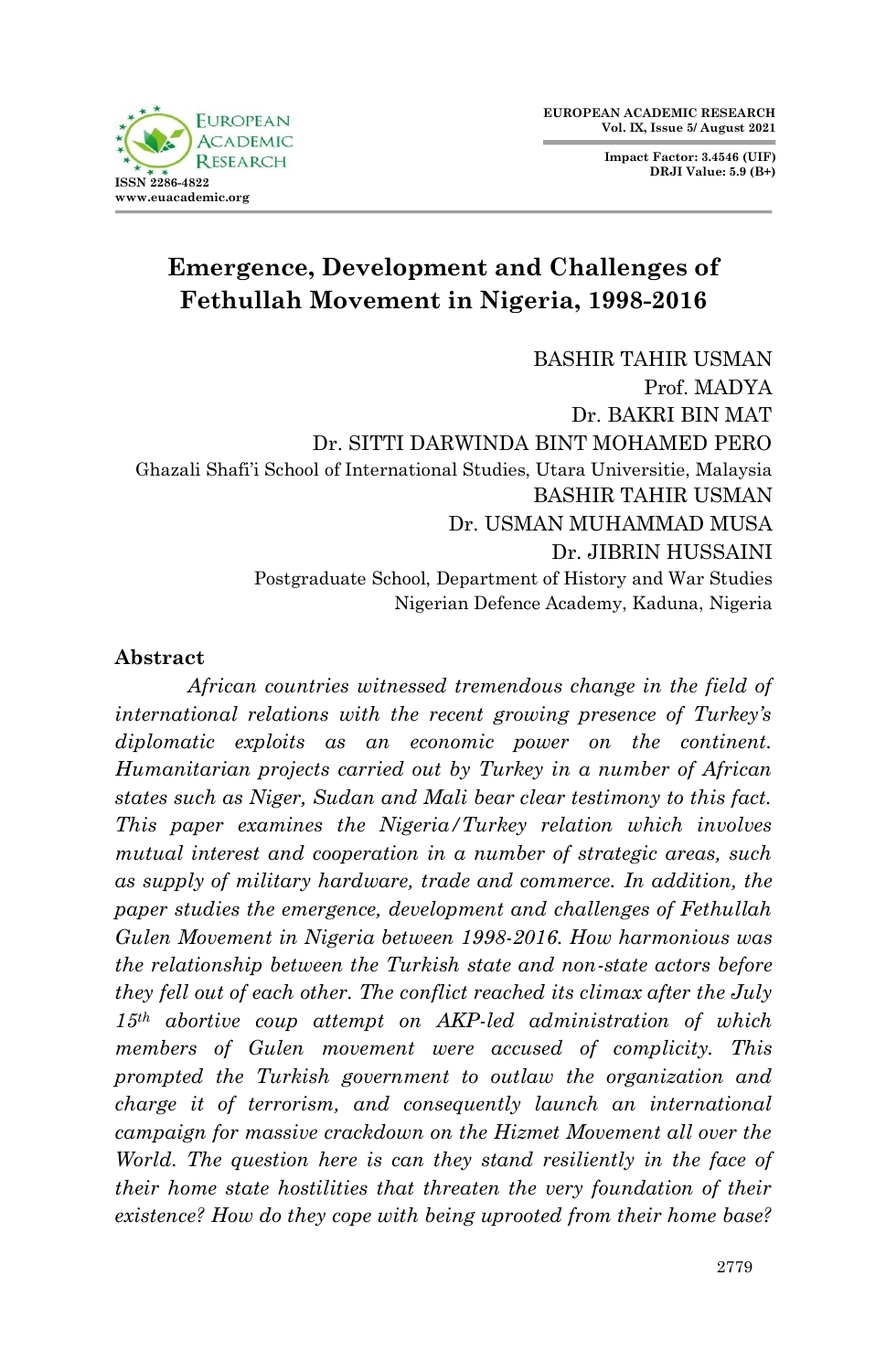# Emergence, Development and Challenges of Fethullah Movement in Nigeria, 1998-2016

BASHIR TAHIR USMAN
Prof. MADYA
Dr. BAKRI BIN MAT
Dr. SITTI DARWINDA BINT MOHAMED PERO
Ghazali Shafi'i School of International Studies, Utara Universitie, Malaysia
BASHIR TAHIR USMAN
Dr. USMAN MUHAMMAD MUSA
Dr. JIBRIN HUSSAINI
Postgraduate School, Department of History and War Studies
Nigerian Defence Academy, Kaduna, Nigeria

## Abstract

*African countries witnessed tremendous change in the field of international relations with the recent growing presence of Turkey's diplomatic exploits as an economic power on the continent. Humanitarian projects carried out by Turkey in a number of African states such as Niger, Sudan and Mali bear clear testimony to this fact. This paper examines the Nigeria/Turkey relation which involves mutual interest and cooperation in a number of strategic areas, such as supply of military hardware, trade and commerce. In addition, the paper studies the emergence, development and challenges of Fethullah Gulen Movement in Nigeria between 1998-2016. How harmonious was the relationship between the Turkish state and non-state actors before they fell out of each other. The conflict reached its climax after the July 15th abortive coup attempt on AKP-led administration of which members of Gulen movement were accused of complicity. This prompted the Turkish government to outlaw the organization and charge it of terrorism, and consequently launch an international campaign for massive crackdown on the Hizmet Movement all over the World. The question here is can they stand resiliently in the face of their home state hostilities that threaten the very foundation of their existence? How do they cope with being uprooted from their home base?*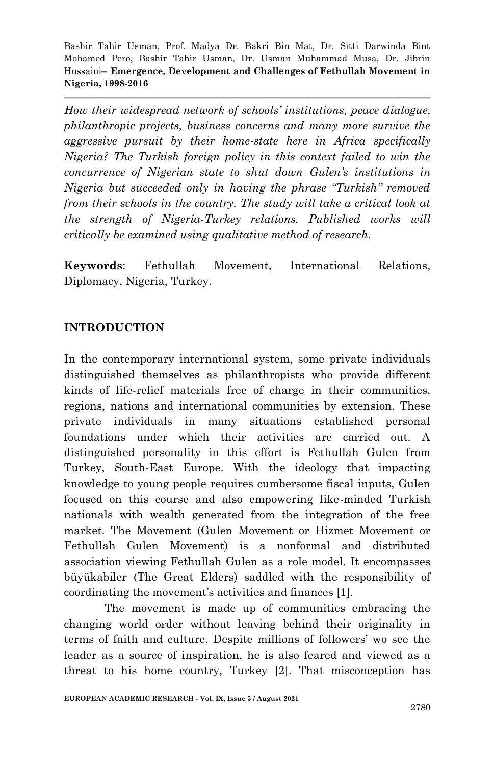*How their widespread network of schools' institutions, peace dialogue, philanthropic projects, business concerns and many more survive the aggressive pursuit by their home-state here in Africa specifically Nigeria? The Turkish foreign policy in this context failed to win the concurrence of Nigerian state to shut down Gulen's institutions in Nigeria but succeeded only in having the phrase "Turkish" removed from their schools in the country. The study will take a critical look at the strength of Nigeria-Turkey relations. Published works will critically be examined using qualitative method of research.*

**Keywords**: Fethullah Movement, International Relations, Diplomacy, Nigeria, Turkey.

## INTRODUCTION

In the contemporary international system, some private individuals distinguished themselves as philanthropists who provide different kinds of life-relief materials free of charge in their communities, regions, nations and international communities by extension. These private individuals in many situations established personal foundations under which their activities are carried out. A distinguished personality in this effort is Fethullah Gulen from Turkey, South-East Europe. With the ideology that impacting knowledge to young people requires cumbersome fiscal inputs, Gulen focused on this course and also empowering like-minded Turkish nationals with wealth generated from the integration of the free market. The Movement (Gulen Movement or Hizmet Movement or Fethullah Gulen Movement) is a nonformal and distributed association viewing Fethullah Gulen as a role model. It encompasses büyükabiler (The Great Elders) saddled with the responsibility of coordinating the movement's activities and finances [1].

The movement is made up of communities embracing the changing world order without leaving behind their originality in terms of faith and culture. Despite millions of followers' wo see the leader as a source of inspiration, he is also feared and viewed as a threat to his home country, Turkey [2]. That misconception has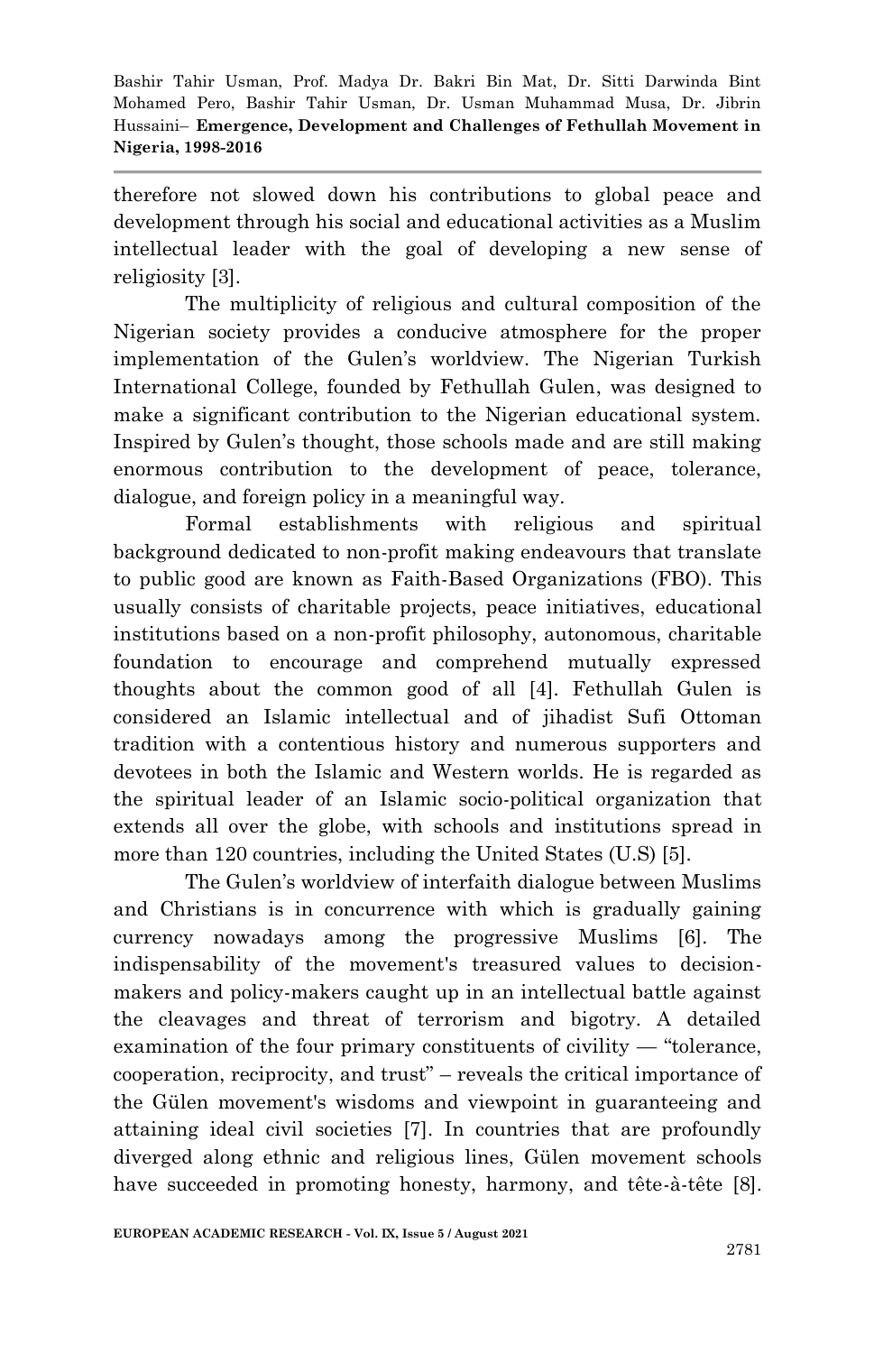therefore not slowed down his contributions to global peace and development through his social and educational activities as a Muslim intellectual leader with the goal of developing a new sense of religiosity [3].

The multiplicity of religious and cultural composition of the Nigerian society provides a conducive atmosphere for the proper implementation of the Gulen's worldview. The Nigerian Turkish International College, founded by Fethullah Gulen, was designed to make a significant contribution to the Nigerian educational system. Inspired by Gulen's thought, those schools made and are still making enormous contribution to the development of peace, tolerance, dialogue, and foreign policy in a meaningful way.

Formal establishments with religious and spiritual background dedicated to non-profit making endeavours that translate to public good are known as Faith-Based Organizations (FBO). This usually consists of charitable projects, peace initiatives, educational institutions based on a non-profit philosophy, autonomous, charitable foundation to encourage and comprehend mutually expressed thoughts about the common good of all [4]. Fethullah Gulen is considered an Islamic intellectual and of jihadist Sufi Ottoman tradition with a contentious history and numerous supporters and devotees in both the Islamic and Western worlds. He is regarded as the spiritual leader of an Islamic socio-political organization that extends all over the globe, with schools and institutions spread in more than 120 countries, including the United States (U.S) [5].

The Gulen's worldview of interfaith dialogue between Muslims and Christians is in concurrence with which is gradually gaining currency nowadays among the progressive Muslims [6]. The indispensability of the movement's treasured values to decision-makers and policy-makers caught up in an intellectual battle against the cleavages and threat of terrorism and bigotry. A detailed examination of the four primary constituents of civility — "tolerance, cooperation, reciprocity, and trust" – reveals the critical importance of the Gülen movement's wisdoms and viewpoint in guaranteeing and attaining ideal civil societies [7]. In countries that are profoundly diverged along ethnic and religious lines, Gülen movement schools have succeeded in promoting honesty, harmony, and tête-à-tête [8].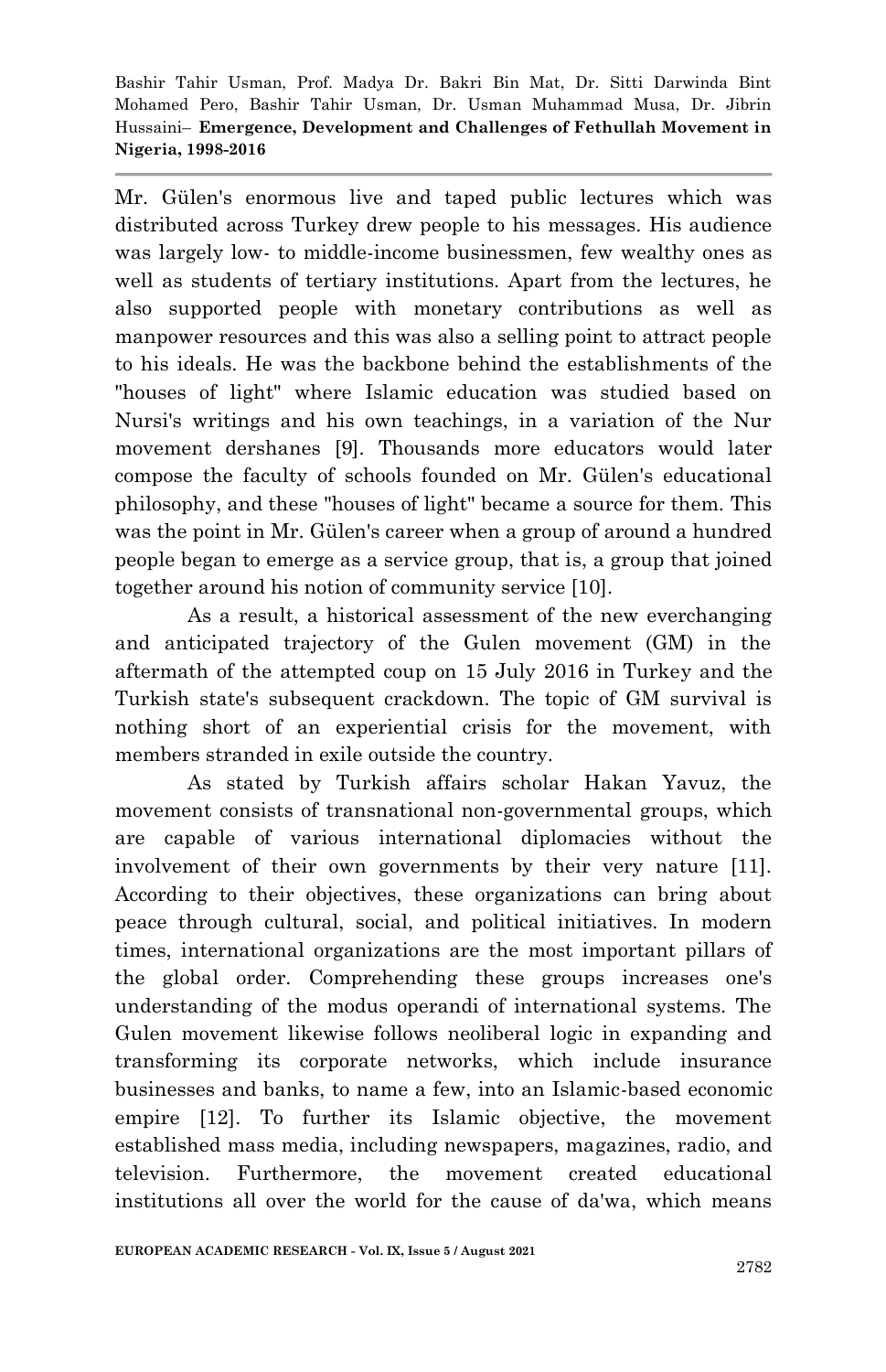Mr. Gülen's enormous live and taped public lectures which was distributed across Turkey drew people to his messages. His audience was largely low- to middle-income businessmen, few wealthy ones as well as students of tertiary institutions. Apart from the lectures, he also supported people with monetary contributions as well as manpower resources and this was also a selling point to attract people to his ideals. He was the backbone behind the establishments of the "houses of light" where Islamic education was studied based on Nursi's writings and his own teachings, in a variation of the Nur movement dershanes [9]. Thousands more educators would later compose the faculty of schools founded on Mr. Gülen's educational philosophy, and these "houses of light" became a source for them. This was the point in Mr. Gülen's career when a group of around a hundred people began to emerge as a service group, that is, a group that joined together around his notion of community service [10].

As a result, a historical assessment of the new everchanging and anticipated trajectory of the Gulen movement (GM) in the aftermath of the attempted coup on 15 July 2016 in Turkey and the Turkish state's subsequent crackdown. The topic of GM survival is nothing short of an experiential crisis for the movement, with members stranded in exile outside the country.

As stated by Turkish affairs scholar Hakan Yavuz, the movement consists of transnational non-governmental groups, which are capable of various international diplomacies without the involvement of their own governments by their very nature [11]. According to their objectives, these organizations can bring about peace through cultural, social, and political initiatives. In modern times, international organizations are the most important pillars of the global order. Comprehending these groups increases one's understanding of the modus operandi of international systems. The Gulen movement likewise follows neoliberal logic in expanding and transforming its corporate networks, which include insurance businesses and banks, to name a few, into an Islamic-based economic empire [12]. To further its Islamic objective, the movement established mass media, including newspapers, magazines, radio, and television. Furthermore, the movement created educational institutions all over the world for the cause of da'wa, which means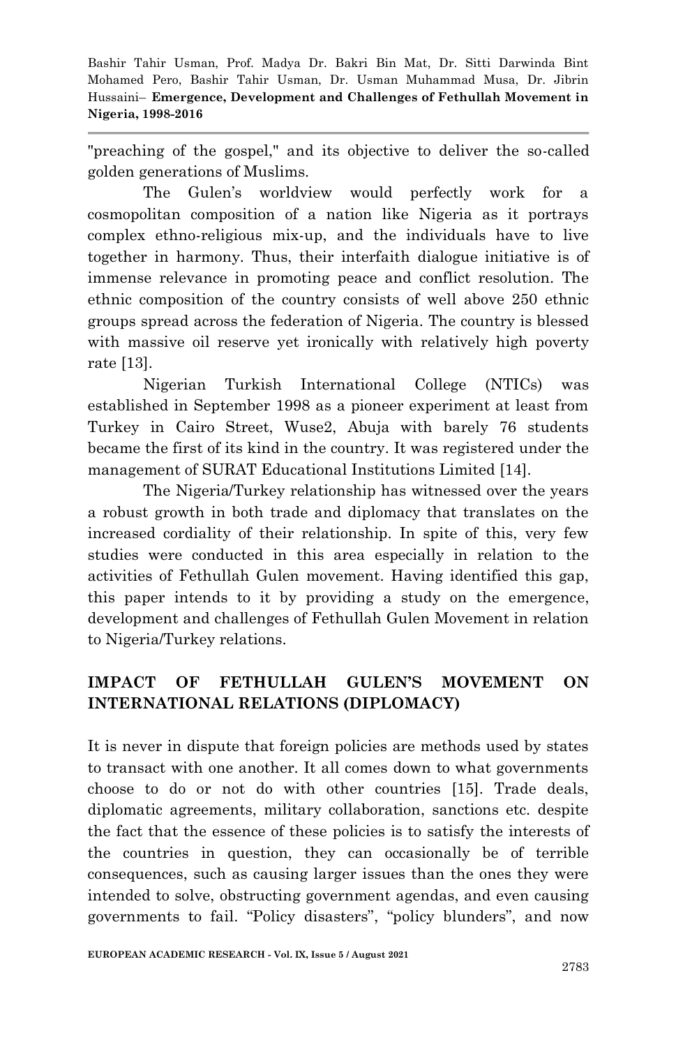"preaching of the gospel," and its objective to deliver the so-called golden generations of Muslims.

The Gulen's worldview would perfectly work for a cosmopolitan composition of a nation like Nigeria as it portrays complex ethno-religious mix-up, and the individuals have to live together in harmony. Thus, their interfaith dialogue initiative is of immense relevance in promoting peace and conflict resolution. The ethnic composition of the country consists of well above 250 ethnic groups spread across the federation of Nigeria. The country is blessed with massive oil reserve yet ironically with relatively high poverty rate [13].

Nigerian Turkish International College (NTICs) was established in September 1998 as a pioneer experiment at least from Turkey in Cairo Street, Wuse2, Abuja with barely 76 students became the first of its kind in the country. It was registered under the management of SURAT Educational Institutions Limited [14].

The Nigeria/Turkey relationship has witnessed over the years a robust growth in both trade and diplomacy that translates on the increased cordiality of their relationship. In spite of this, very few studies were conducted in this area especially in relation to the activities of Fethullah Gulen movement. Having identified this gap, this paper intends to it by providing a study on the emergence, development and challenges of Fethullah Gulen Movement in relation to Nigeria/Turkey relations.

## IMPACT OF FETHULLAH GULEN'S MOVEMENT ON INTERNATIONAL RELATIONS (DIPLOMACY)

It is never in dispute that foreign policies are methods used by states to transact with one another. It all comes down to what governments choose to do or not do with other countries [15]. Trade deals, diplomatic agreements, military collaboration, sanctions etc. despite the fact that the essence of these policies is to satisfy the interests of the countries in question, they can occasionally be of terrible consequences, such as causing larger issues than the ones they were intended to solve, obstructing government agendas, and even causing governments to fail. "Policy disasters", "policy blunders", and now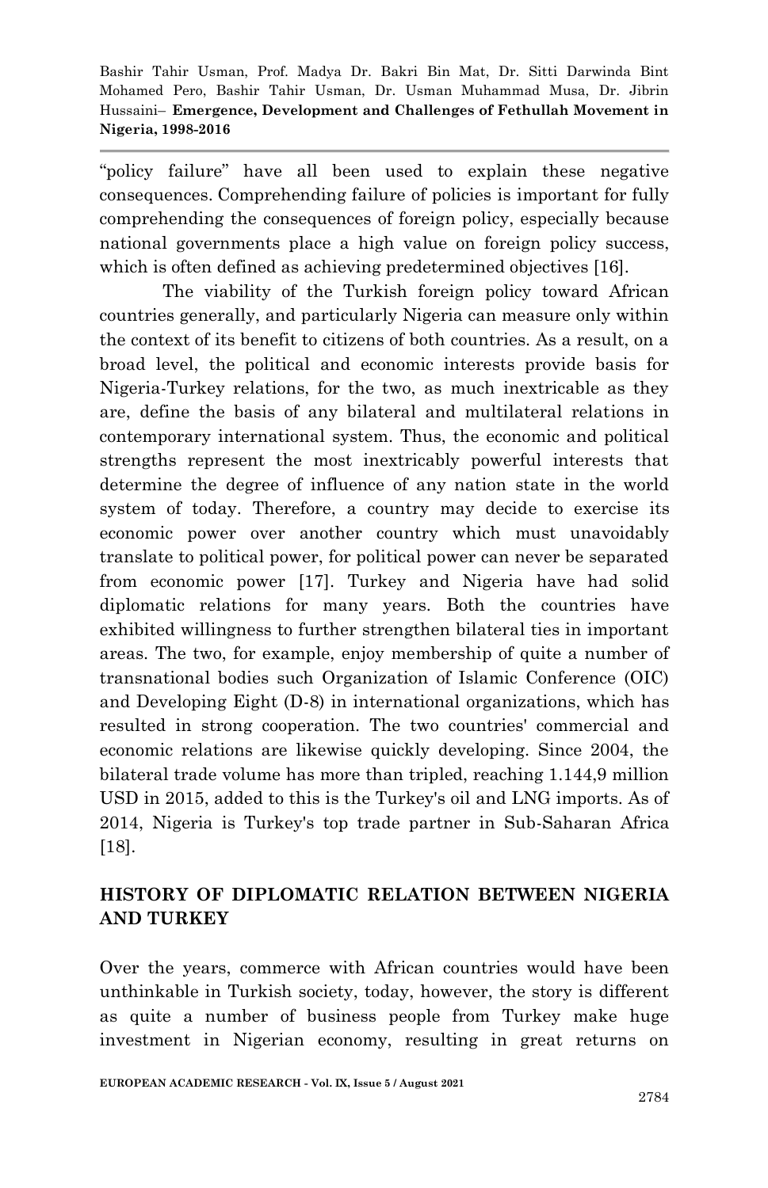"policy failure" have all been used to explain these negative consequences. Comprehending failure of policies is important for fully comprehending the consequences of foreign policy, especially because national governments place a high value on foreign policy success, which is often defined as achieving predetermined objectives [16].

The viability of the Turkish foreign policy toward African countries generally, and particularly Nigeria can measure only within the context of its benefit to citizens of both countries. As a result, on a broad level, the political and economic interests provide basis for Nigeria-Turkey relations, for the two, as much inextricable as they are, define the basis of any bilateral and multilateral relations in contemporary international system. Thus, the economic and political strengths represent the most inextricably powerful interests that determine the degree of influence of any nation state in the world system of today. Therefore, a country may decide to exercise its economic power over another country which must unavoidably translate to political power, for political power can never be separated from economic power [17]. Turkey and Nigeria have had solid diplomatic relations for many years. Both the countries have exhibited willingness to further strengthen bilateral ties in important areas. The two, for example, enjoy membership of quite a number of transnational bodies such Organization of Islamic Conference (OIC) and Developing Eight (D-8) in international organizations, which has resulted in strong cooperation. The two countries' commercial and economic relations are likewise quickly developing. Since 2004, the bilateral trade volume has more than tripled, reaching 1.144,9 million USD in 2015, added to this is the Turkey's oil and LNG imports. As of 2014, Nigeria is Turkey's top trade partner in Sub-Saharan Africa [18].

## HISTORY OF DIPLOMATIC RELATION BETWEEN NIGERIA AND TURKEY

Over the years, commerce with African countries would have been unthinkable in Turkish society, today, however, the story is different as quite a number of business people from Turkey make huge investment in Nigerian economy, resulting in great returns on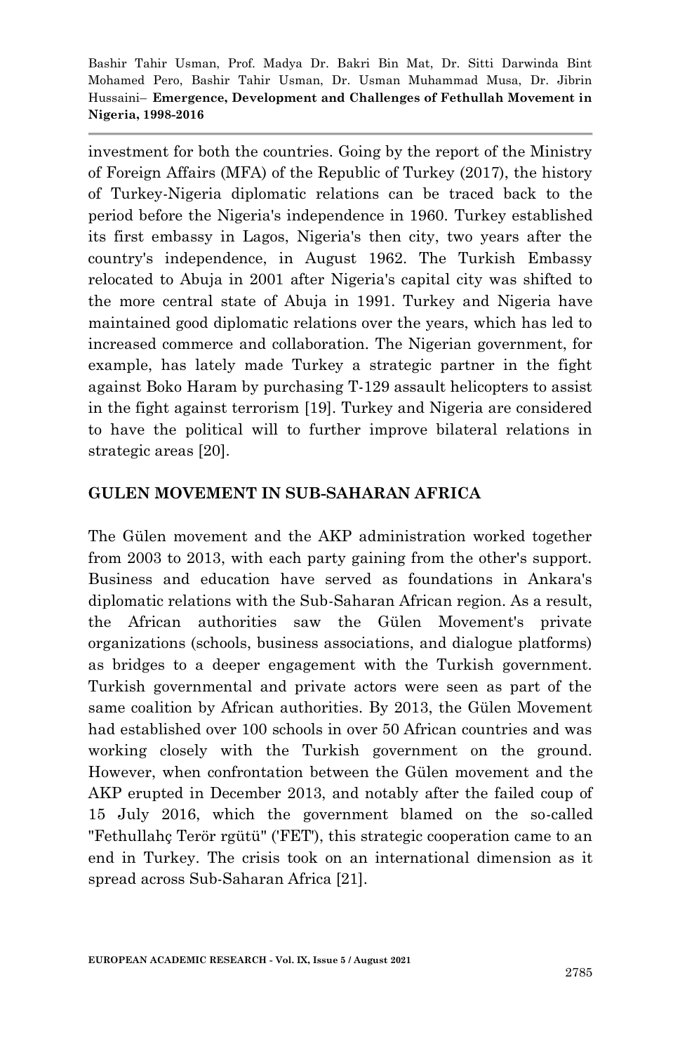investment for both the countries. Going by the report of the Ministry of Foreign Affairs (MFA) of the Republic of Turkey (2017), the history of Turkey-Nigeria diplomatic relations can be traced back to the period before the Nigeria's independence in 1960. Turkey established its first embassy in Lagos, Nigeria's then city, two years after the country's independence, in August 1962. The Turkish Embassy relocated to Abuja in 2001 after Nigeria's capital city was shifted to the more central state of Abuja in 1991. Turkey and Nigeria have maintained good diplomatic relations over the years, which has led to increased commerce and collaboration. The Nigerian government, for example, has lately made Turkey a strategic partner in the fight against Boko Haram by purchasing T-129 assault helicopters to assist in the fight against terrorism [19]. Turkey and Nigeria are considered to have the political will to further improve bilateral relations in strategic areas [20].

## GULEN MOVEMENT IN SUB-SAHARAN AFRICA

The Gülen movement and the AKP administration worked together from 2003 to 2013, with each party gaining from the other's support. Business and education have served as foundations in Ankara's diplomatic relations with the Sub-Saharan African region. As a result, the African authorities saw the Gülen Movement's private organizations (schools, business associations, and dialogue platforms) as bridges to a deeper engagement with the Turkish government. Turkish governmental and private actors were seen as part of the same coalition by African authorities. By 2013, the Gülen Movement had established over 100 schools in over 50 African countries and was working closely with the Turkish government on the ground. However, when confrontation between the Gülen movement and the AKP erupted in December 2013, and notably after the failed coup of 15 July 2016, which the government blamed on the so-called "Fethullahç Terör rgütü" ('FET'), this strategic cooperation came to an end in Turkey. The crisis took on an international dimension as it spread across Sub-Saharan Africa [21].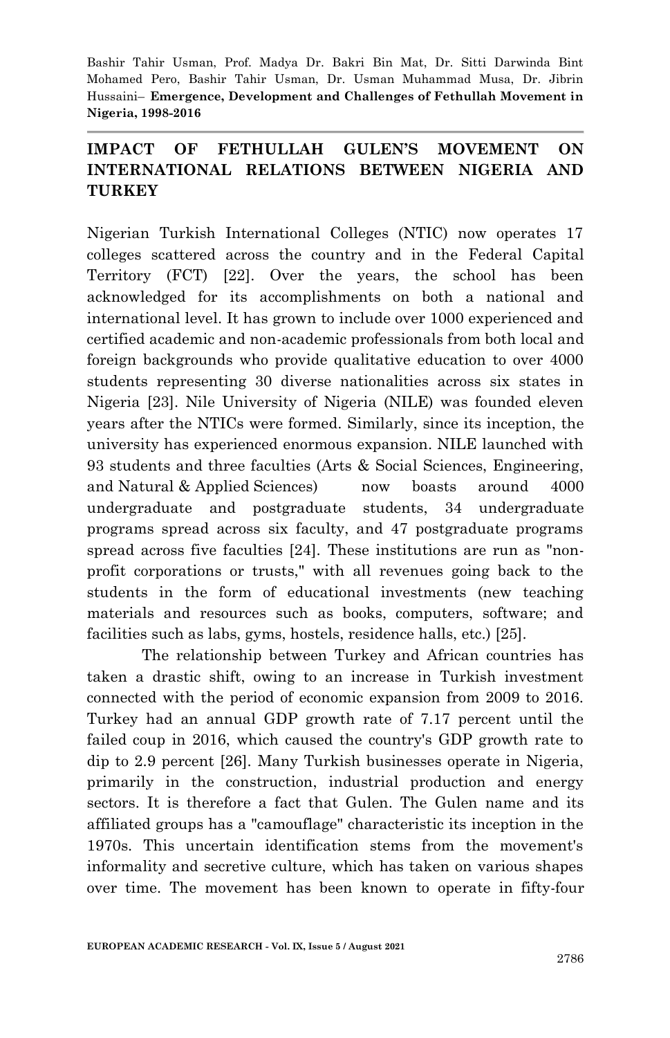## IMPACT OF FETHULLAH GULEN'S MOVEMENT ON INTERNATIONAL RELATIONS BETWEEN NIGERIA AND TURKEY

Nigerian Turkish International Colleges (NTIC) now operates 17 colleges scattered across the country and in the Federal Capital Territory (FCT) [22]. Over the years, the school has been acknowledged for its accomplishments on both a national and international level. It has grown to include over 1000 experienced and certified academic and non-academic professionals from both local and foreign backgrounds who provide qualitative education to over 4000 students representing 30 diverse nationalities across six states in Nigeria [23]. Nile University of Nigeria (NILE) was founded eleven years after the NTICs were formed. Similarly, since its inception, the university has experienced enormous expansion. NILE launched with 93 students and three faculties (Arts & Social Sciences, Engineering, and Natural & Applied Sciences) now boasts around 4000 undergraduate and postgraduate students, 34 undergraduate programs spread across six faculty, and 47 postgraduate programs spread across five faculties [24]. These institutions are run as "non-profit corporations or trusts," with all revenues going back to the students in the form of educational investments (new teaching materials and resources such as books, computers, software; and facilities such as labs, gyms, hostels, residence halls, etc.) [25].

The relationship between Turkey and African countries has taken a drastic shift, owing to an increase in Turkish investment connected with the period of economic expansion from 2009 to 2016. Turkey had an annual GDP growth rate of 7.17 percent until the failed coup in 2016, which caused the country's GDP growth rate to dip to 2.9 percent [26]. Many Turkish businesses operate in Nigeria, primarily in the construction, industrial production and energy sectors. It is therefore a fact that Gulen. The Gulen name and its affiliated groups has a "camouflage" characteristic its inception in the 1970s. This uncertain identification stems from the movement's informality and secretive culture, which has taken on various shapes over time. The movement has been known to operate in fifty-four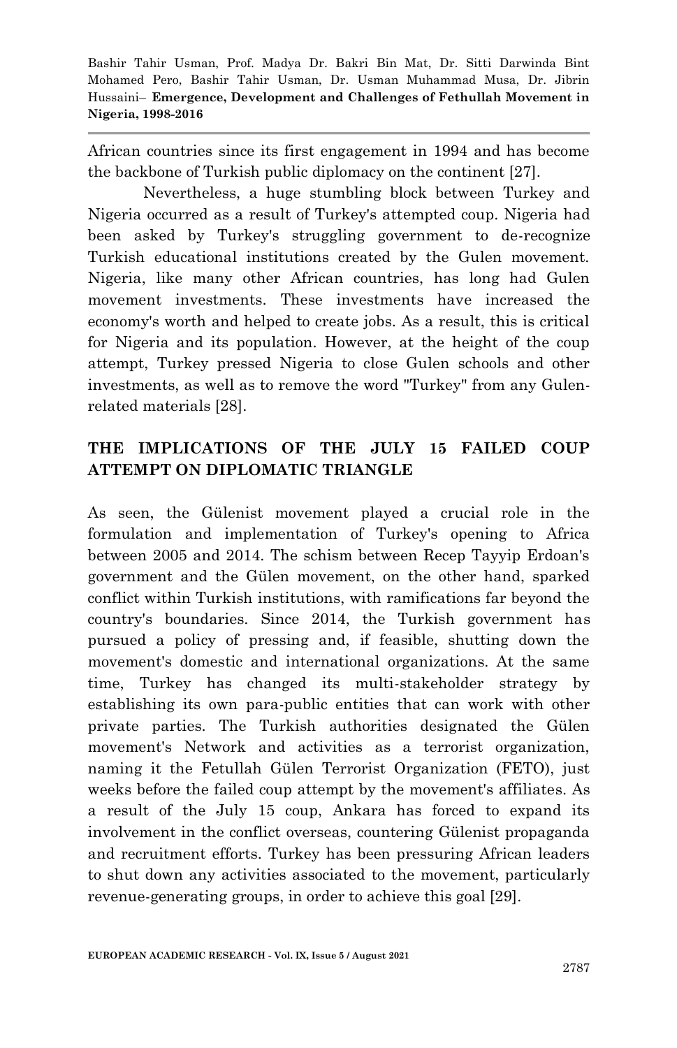African countries since its first engagement in 1994 and has become the backbone of Turkish public diplomacy on the continent [27].

Nevertheless, a huge stumbling block between Turkey and Nigeria occurred as a result of Turkey's attempted coup. Nigeria had been asked by Turkey's struggling government to de-recognize Turkish educational institutions created by the Gulen movement. Nigeria, like many other African countries, has long had Gulen movement investments. These investments have increased the economy's worth and helped to create jobs. As a result, this is critical for Nigeria and its population. However, at the height of the coup attempt, Turkey pressed Nigeria to close Gulen schools and other investments, as well as to remove the word "Turkey" from any Gulen-related materials [28].

## THE IMPLICATIONS OF THE JULY 15 FAILED COUP ATTEMPT ON DIPLOMATIC TRIANGLE

As seen, the Gülenist movement played a crucial role in the formulation and implementation of Turkey's opening to Africa between 2005 and 2014. The schism between Recep Tayyip Erdoan's government and the Gülen movement, on the other hand, sparked conflict within Turkish institutions, with ramifications far beyond the country's boundaries. Since 2014, the Turkish government has pursued a policy of pressing and, if feasible, shutting down the movement's domestic and international organizations. At the same time, Turkey has changed its multi-stakeholder strategy by establishing its own para-public entities that can work with other private parties. The Turkish authorities designated the Gülen movement's Network and activities as a terrorist organization, naming it the Fetullah Gülen Terrorist Organization (FETO), just weeks before the failed coup attempt by the movement's affiliates. As a result of the July 15 coup, Ankara has forced to expand its involvement in the conflict overseas, countering Gülenist propaganda and recruitment efforts. Turkey has been pressuring African leaders to shut down any activities associated to the movement, particularly revenue-generating groups, in order to achieve this goal [29].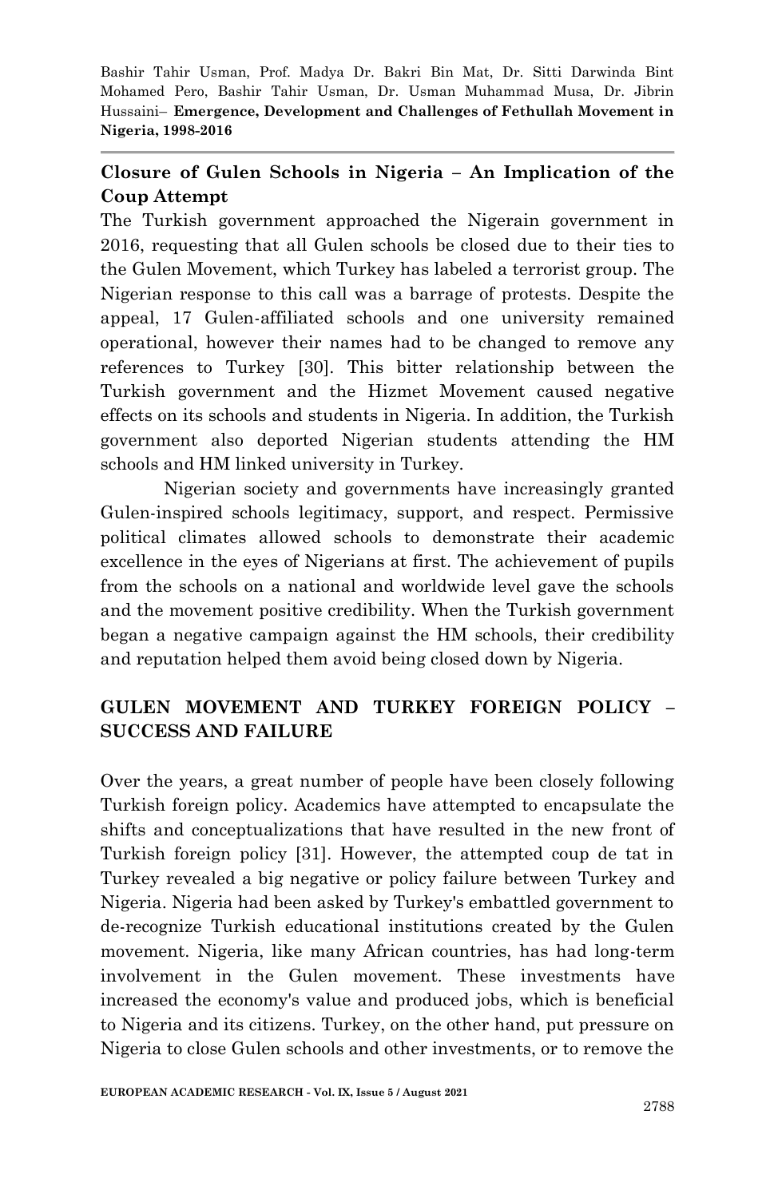## Closure of Gulen Schools in Nigeria – An Implication of the Coup Attempt

The Turkish government approached the Nigerain government in 2016, requesting that all Gulen schools be closed due to their ties to the Gulen Movement, which Turkey has labeled a terrorist group. The Nigerian response to this call was a barrage of protests. Despite the appeal, 17 Gulen-affiliated schools and one university remained operational, however their names had to be changed to remove any references to Turkey [30]. This bitter relationship between the Turkish government and the Hizmet Movement caused negative effects on its schools and students in Nigeria. In addition, the Turkish government also deported Nigerian students attending the HM schools and HM linked university in Turkey.

Nigerian society and governments have increasingly granted Gulen-inspired schools legitimacy, support, and respect. Permissive political climates allowed schools to demonstrate their academic excellence in the eyes of Nigerians at first. The achievement of pupils from the schools on a national and worldwide level gave the schools and the movement positive credibility. When the Turkish government began a negative campaign against the HM schools, their credibility and reputation helped them avoid being closed down by Nigeria.

## GULEN MOVEMENT AND TURKEY FOREIGN POLICY – SUCCESS AND FAILURE

Over the years, a great number of people have been closely following Turkish foreign policy. Academics have attempted to encapsulate the shifts and conceptualizations that have resulted in the new front of Turkish foreign policy [31]. However, the attempted coup de tat in Turkey revealed a big negative or policy failure between Turkey and Nigeria. Nigeria had been asked by Turkey's embattled government to de-recognize Turkish educational institutions created by the Gulen movement. Nigeria, like many African countries, has had long-term involvement in the Gulen movement. These investments have increased the economy's value and produced jobs, which is beneficial to Nigeria and its citizens. Turkey, on the other hand, put pressure on Nigeria to close Gulen schools and other investments, or to remove the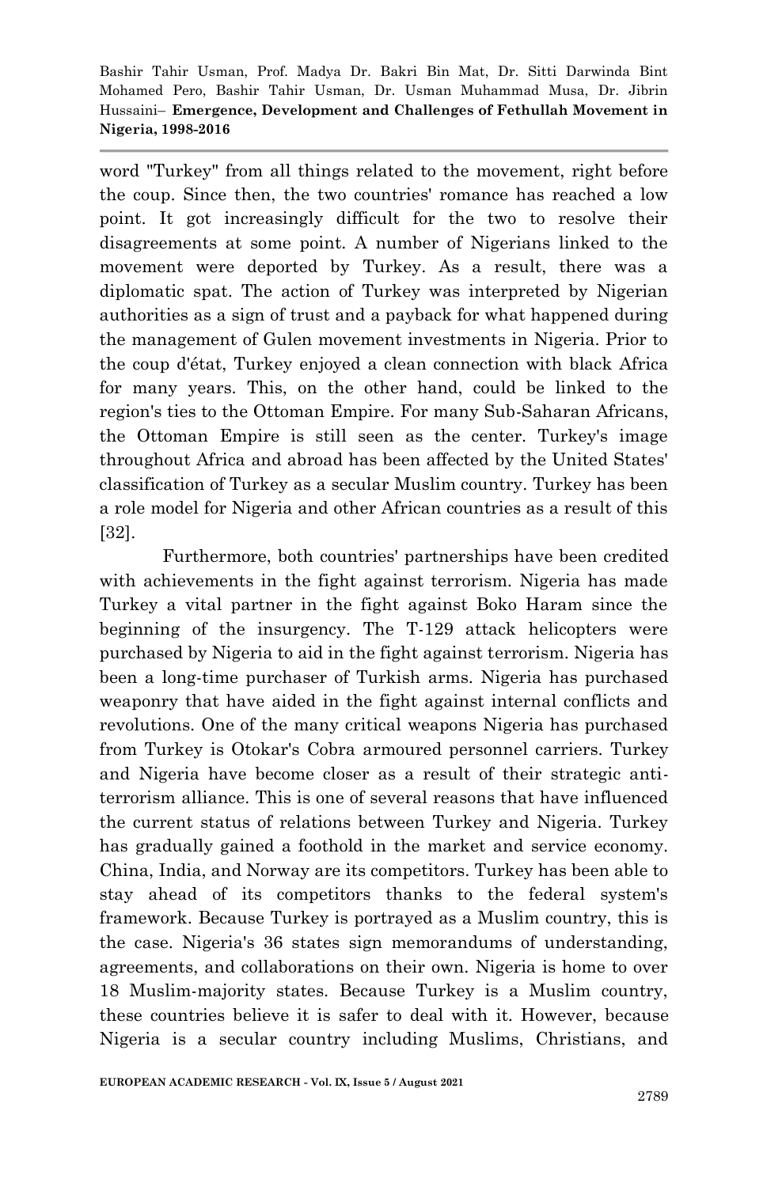word "Turkey" from all things related to the movement, right before the coup. Since then, the two countries' romance has reached a low point. It got increasingly difficult for the two to resolve their disagreements at some point. A number of Nigerians linked to the movement were deported by Turkey. As a result, there was a diplomatic spat. The action of Turkey was interpreted by Nigerian authorities as a sign of trust and a payback for what happened during the management of Gulen movement investments in Nigeria. Prior to the coup d'état, Turkey enjoyed a clean connection with black Africa for many years. This, on the other hand, could be linked to the region's ties to the Ottoman Empire. For many Sub-Saharan Africans, the Ottoman Empire is still seen as the center. Turkey's image throughout Africa and abroad has been affected by the United States' classification of Turkey as a secular Muslim country. Turkey has been a role model for Nigeria and other African countries as a result of this [32].

Furthermore, both countries' partnerships have been credited with achievements in the fight against terrorism. Nigeria has made Turkey a vital partner in the fight against Boko Haram since the beginning of the insurgency. The T-129 attack helicopters were purchased by Nigeria to aid in the fight against terrorism. Nigeria has been a long-time purchaser of Turkish arms. Nigeria has purchased weaponry that have aided in the fight against internal conflicts and revolutions. One of the many critical weapons Nigeria has purchased from Turkey is Otokar's Cobra armoured personnel carriers. Turkey and Nigeria have become closer as a result of their strategic anti-terrorism alliance. This is one of several reasons that have influenced the current status of relations between Turkey and Nigeria. Turkey has gradually gained a foothold in the market and service economy. China, India, and Norway are its competitors. Turkey has been able to stay ahead of its competitors thanks to the federal system's framework. Because Turkey is portrayed as a Muslim country, this is the case. Nigeria's 36 states sign memorandums of understanding, agreements, and collaborations on their own. Nigeria is home to over 18 Muslim-majority states. Because Turkey is a Muslim country, these countries believe it is safer to deal with it. However, because Nigeria is a secular country including Muslims, Christians, and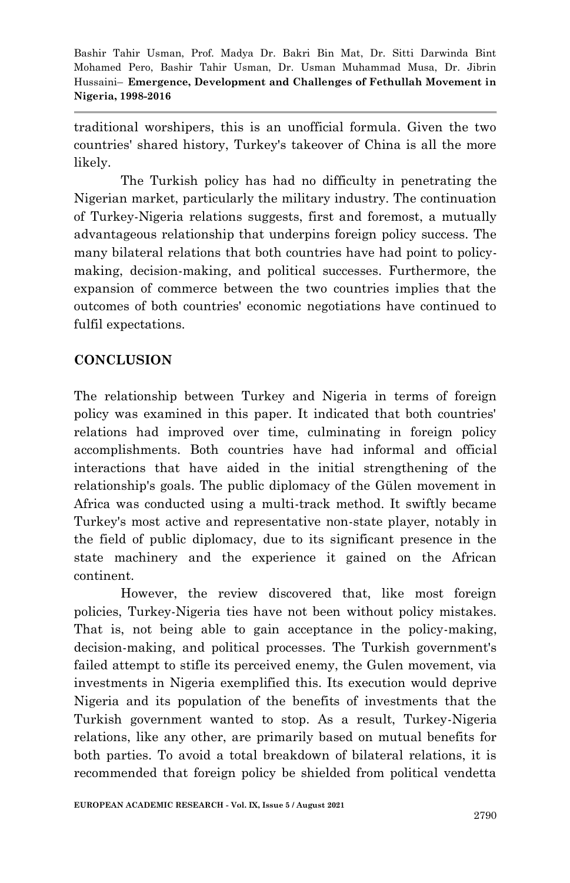traditional worshipers, this is an unofficial formula. Given the two countries' shared history, Turkey's takeover of China is all the more likely.

The Turkish policy has had no difficulty in penetrating the Nigerian market, particularly the military industry. The continuation of Turkey-Nigeria relations suggests, first and foremost, a mutually advantageous relationship that underpins foreign policy success. The many bilateral relations that both countries have had point to policy-making, decision-making, and political successes. Furthermore, the expansion of commerce between the two countries implies that the outcomes of both countries' economic negotiations have continued to fulfil expectations.

## CONCLUSION

The relationship between Turkey and Nigeria in terms of foreign policy was examined in this paper. It indicated that both countries' relations had improved over time, culminating in foreign policy accomplishments. Both countries have had informal and official interactions that have aided in the initial strengthening of the relationship's goals. The public diplomacy of the Gülen movement in Africa was conducted using a multi-track method. It swiftly became Turkey's most active and representative non-state player, notably in the field of public diplomacy, due to its significant presence in the state machinery and the experience it gained on the African continent.

However, the review discovered that, like most foreign policies, Turkey-Nigeria ties have not been without policy mistakes. That is, not being able to gain acceptance in the policy-making, decision-making, and political processes. The Turkish government's failed attempt to stifle its perceived enemy, the Gulen movement, via investments in Nigeria exemplified this. Its execution would deprive Nigeria and its population of the benefits of investments that the Turkish government wanted to stop. As a result, Turkey-Nigeria relations, like any other, are primarily based on mutual benefits for both parties. To avoid a total breakdown of bilateral relations, it is recommended that foreign policy be shielded from political vendetta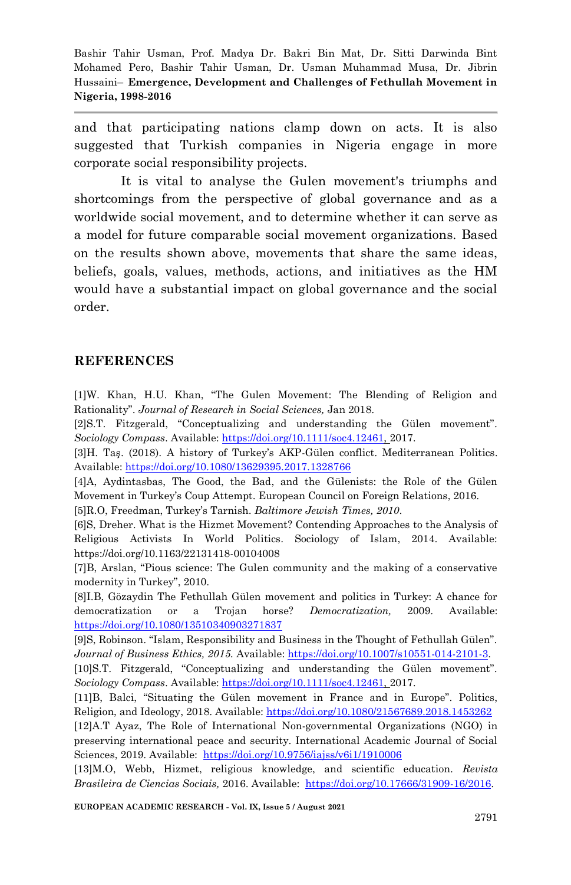and that participating nations clamp down on acts. It is also suggested that Turkish companies in Nigeria engage in more corporate social responsibility projects.

It is vital to analyse the Gulen movement's triumphs and shortcomings from the perspective of global governance and as a worldwide social movement, and to determine whether it can serve as a model for future comparable social movement organizations. Based on the results shown above, movements that share the same ideas, beliefs, goals, values, methods, actions, and initiatives as the HM would have a substantial impact on global governance and the social order.

## REFERENCES

[1]W. Khan, H.U. Khan, "The Gulen Movement: The Blending of Religion and Rationality". *Journal of Research in Social Sciences,* Jan 2018.

[2]S.T. Fitzgerald, "Conceptualizing and understanding the Gülen movement". *Sociology Compass*. Available: https://doi.org/10.1111/soc4.12461, 2017.

[3]H. Taş. (2018). A history of Turkey's AKP-Gülen conflict. Mediterranean Politics. Available: https://doi.org/10.1080/13629395.2017.1328766

[4]A, Aydintasbas, The Good, the Bad, and the Gülenists: the Role of the Gülen Movement in Turkey's Coup Attempt. European Council on Foreign Relations, 2016.

[5]R.O, Freedman, Turkey's Tarnish. *Baltimore Jewish Times, 2010.*

[6]S, Dreher. What is the Hizmet Movement? Contending Approaches to the Analysis of Religious Activists In World Politics. Sociology of Islam, 2014. Available: https://doi.org/10.1163/22131418-00104008

[7]B, Arslan, "Pious science: The Gulen community and the making of a conservative modernity in Turkey", 2010.

[8]I.B, Gözaydin The Fethullah Gülen movement and politics in Turkey: A chance for democratization or a Trojan horse? *Democratization,* 2009. Available: https://doi.org/10.1080/13510340903271837

[9]S, Robinson. "Islam, Responsibility and Business in the Thought of Fethullah Gülen". *Journal of Business Ethics, 2015.* Available: https://doi.org/10.1007/s10551-014-2101-3.

[10]S.T. Fitzgerald, "Conceptualizing and understanding the Gülen movement". *Sociology Compass*. Available: https://doi.org/10.1111/soc4.12461, 2017.

[11]B, Balci, "Situating the Gülen movement in France and in Europe". Politics, Religion, and Ideology, 2018. Available: https://doi.org/10.1080/21567689.2018.1453262

[12]A.T Ayaz, The Role of International Non-governmental Organizations (NGO) in preserving international peace and security. International Academic Journal of Social Sciences, 2019. Available: https://doi.org/10.9756/iajss/v6i1/1910006

[13]M.O, Webb, Hizmet, religious knowledge, and scientific education. *Revista Brasileira de Ciencias Sociais,* 2016. Available: https://doi.org/10.17666/31909-16/2016.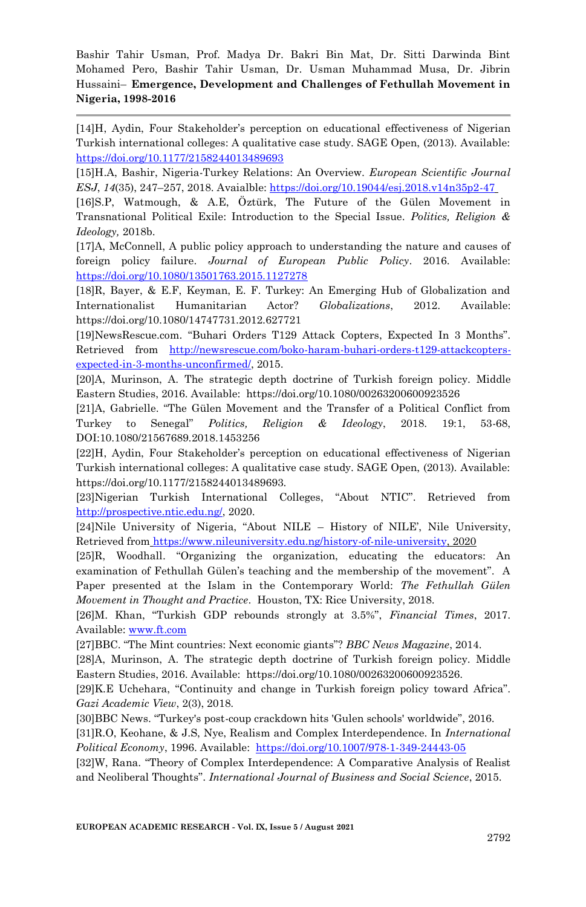[14]H, Aydin, Four Stakeholder's perception on educational effectiveness of Nigerian Turkish international colleges: A qualitative case study. SAGE Open, (2013). Available: https://doi.org/10.1177/2158244013489693

[15]H.A, Bashir, Nigeria-Turkey Relations: An Overview. *European Scientific Journal ESJ*, *14*(35), 247–257, 2018. Avaialble: https://doi.org/10.19044/esj.2018.v14n35p2-47

[16]S.P, Watmough, & A.E, Öztürk, The Future of the Gülen Movement in Transnational Political Exile: Introduction to the Special Issue. *Politics, Religion & Ideology,* 2018b.

[17]A, McConnell, A public policy approach to understanding the nature and causes of foreign policy failure. *Journal of European Public Policy*. 2016. Available: https://doi.org/10.1080/13501763.2015.1127278

[18]R, Bayer, & E.F, Keyman, E. F. Turkey: An Emerging Hub of Globalization and Internationalist Humanitarian Actor? *Globalizations*, 2012. Available: https://doi.org/10.1080/14747731.2012.627721

[19]NewsRescue.com. "Buhari Orders T129 Attack Copters, Expected In 3 Months". Retrieved from http://newsrescue.com/boko-haram-buhari-orders-t129-attackcopters-expected-in-3-months-unconfirmed/, 2015.

[20]A, Murinson, A. The strategic depth doctrine of Turkish foreign policy. Middle Eastern Studies, 2016. Available: https://doi.org/10.1080/00263200600923526

[21]A, Gabrielle. "The Gülen Movement and the Transfer of a Political Conflict from Turkey to Senegal" *Politics, Religion & Ideology*, 2018. 19:1, 53-68, DOI:10.1080/21567689.2018.1453256

[22]H, Aydin, Four Stakeholder's perception on educational effectiveness of Nigerian Turkish international colleges: A qualitative case study. SAGE Open, (2013). Available: https://doi.org/10.1177/2158244013489693.

[23]Nigerian Turkish International Colleges, "About NTIC". Retrieved from http://prospective.ntic.edu.ng/, 2020.

[24]Nile University of Nigeria, "About NILE – History of NILE', Nile University, Retrieved from https://www.nileuniversity.edu.ng/history-of-nile-university, 2020

[25]R, Woodhall. "Organizing the organization, educating the educators: An examination of Fethullah Gülen's teaching and the membership of the movement". A Paper presented at the Islam in the Contemporary World: *The Fethullah Gülen Movement in Thought and Practice*. Houston, TX: Rice University, 2018.

[26]M. Khan, "Turkish GDP rebounds strongly at 3.5%", *Financial Times*, 2017. Available: www.ft.com

[27]BBC. "The Mint countries: Next economic giants"? *BBC News Magazine*, 2014.

[28]A, Murinson, A. The strategic depth doctrine of Turkish foreign policy. Middle Eastern Studies, 2016. Available: https://doi.org/10.1080/00263200600923526.

[29]K.E Uchehara, "Continuity and change in Turkish foreign policy toward Africa". *Gazi Academic View*, 2(3), 2018.

[30]BBC News. "Turkey's post-coup crackdown hits 'Gulen schools' worldwide", 2016.

[31]R.O, Keohane, & J.S, Nye, Realism and Complex Interdependence. In *International Political Economy*, 1996. Available: https://doi.org/10.1007/978-1-349-24443-05

[32]W, Rana. "Theory of Complex Interdependence: A Comparative Analysis of Realist and Neoliberal Thoughts". *International Journal of Business and Social Science*, 2015.